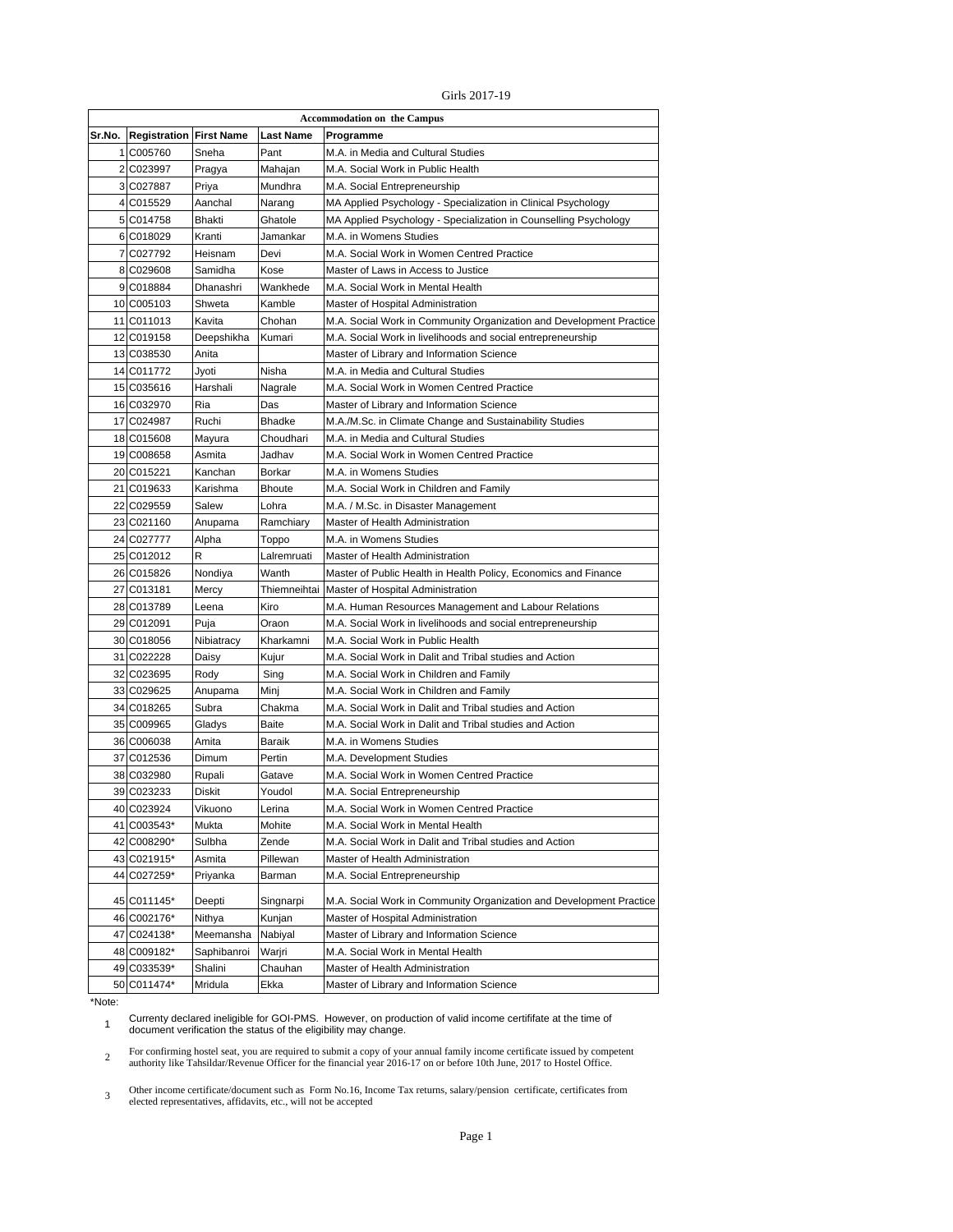Girls 2017-19

| Accommodation on the Campus | | | | |
|---|---|---|---|---|
| Sr.No. | Registration | First Name | Last Name | Programme |
| 1 | C005760 | Sneha | Pant | M.A. in Media and Cultural Studies |
| 2 | C023997 | Pragya | Mahajan | M.A. Social Work in Public Health |
| 3 | C027887 | Priya | Mundhra | M.A. Social Entrepreneurship |
| 4 | C015529 | Aanchal | Narang | MA Applied Psychology - Specialization in Clinical Psychology |
| 5 | C014758 | Bhakti | Ghatole | MA Applied Psychology - Specialization in Counselling Psychology |
| 6 | C018029 | Kranti | Jamankar | M.A. in Womens Studies |
| 7 | C027792 | Heisnam | Devi | M.A. Social Work in Women Centred Practice |
| 8 | C029608 | Samidha | Kose | Master of Laws in Access to Justice |
| 9 | C018884 | Dhanashri | Wankhede | M.A. Social Work in Mental Health |
| 10 | C005103 | Shweta | Kamble | Master of Hospital Administration |
| 11 | C011013 | Kavita | Chohan | M.A. Social Work in Community Organization and Development Practice |
| 12 | C019158 | Deepshikha | Kumari | M.A. Social Work in livelihoods and social entrepreneurship |
| 13 | C038530 | Anita | | Master of Library and Information Science |
| 14 | C011772 | Jyoti | Nisha | M.A. in Media and Cultural Studies |
| 15 | C035616 | Harshali | Nagrale | M.A. Social Work in Women Centred Practice |
| 16 | C032970 | Ria | Das | Master of Library and Information Science |
| 17 | C024987 | Ruchi | Bhadke | M.A./M.Sc. in Climate Change and Sustainability Studies |
| 18 | C015608 | Mayura | Choudhari | M.A. in Media and Cultural Studies |
| 19 | C008658 | Asmita | Jadhav | M.A. Social Work in Women Centred Practice |
| 20 | C015221 | Kanchan | Borkar | M.A. in Womens Studies |
| 21 | C019633 | Karishma | Bhoute | M.A. Social Work in Children and Family |
| 22 | C029559 | Salew | Lohra | M.A. / M.Sc. in Disaster Management |
| 23 | C021160 | Anupama | Ramchiary | Master of Health Administration |
| 24 | C027777 | Alpha | Toppo | M.A. in Womens Studies |
| 25 | C012012 | R | Lalremruati | Master of Health Administration |
| 26 | C015826 | Nondiya | Wanth | Master of Public Health in Health Policy, Economics and Finance |
| 27 | C013181 | Mercy | Thiemneihtai | Master of Hospital Administration |
| 28 | C013789 | Leena | Kiro | M.A. Human Resources Management and Labour Relations |
| 29 | C012091 | Puja | Oraon | M.A. Social Work in livelihoods and social entrepreneurship |
| 30 | C018056 | Nibiatracy | Kharkamni | M.A. Social Work in Public Health |
| 31 | C022228 | Daisy | Kujur | M.A. Social Work in Dalit and Tribal studies and Action |
| 32 | C023695 | Rody | Sing | M.A. Social Work in Children and Family |
| 33 | C029625 | Anupama | Minj | M.A. Social Work in Children and Family |
| 34 | C018265 | Subra | Chakma | M.A. Social Work in Dalit and Tribal studies and Action |
| 35 | C009965 | Gladys | Baite | M.A. Social Work in Dalit and Tribal studies and Action |
| 36 | C006038 | Amita | Baraik | M.A. in Womens Studies |
| 37 | C012536 | Dimum | Pertin | M.A. Development Studies |
| 38 | C032980 | Rupali | Gatave | M.A. Social Work in Women Centred Practice |
| 39 | C023233 | Diskit | Youdol | M.A. Social Entrepreneurship |
| 40 | C023924 | Vikuono | Lerina | M.A. Social Work in Women Centred Practice |
| 41 | C003543* | Mukta | Mohite | M.A. Social Work in Mental Health |
| 42 | C008290* | Sulbha | Zende | M.A. Social Work in Dalit and Tribal studies and Action |
| 43 | C021915* | Asmita | Pillewan | Master of Health Administration |
| 44 | C027259* | Priyanka | Barman | M.A. Social Entrepreneurship |
| 45 | C011145* | Deepti | Singnarpi | M.A. Social Work in Community Organization and Development Practice |
| 46 | C002176* | Nithya | Kunjan | Master of Hospital Administration |
| 47 | C024138* | Meemansha | Nabiyal | Master of Library and Information Science |
| 48 | C009182* | Saphibanroi | Warjri | M.A. Social Work in Mental Health |
| 49 | C033539* | Shalini | Chauhan | Master of Health Administration |
| 50 | C011474* | Mridula | Ekka | Master of Library and Information Science |

*Note:

1. Currenty declared ineligible for GOI-PMS. However, on production of valid income certififate at the time of document verification the status of the eligibility may change.
2. For confirming hostel seat, you are required to submit a copy of your annual family income certificate issued by competent authority like Tahsildar/Revenue Officer for the financial year 2016-17 on or before 10th June, 2017 to Hostel Office.
3. Other income certificate/document such as Form No.16, Income Tax returns, salary/pension certificate, certificates from elected representatives, affidavits, etc., will not be accepted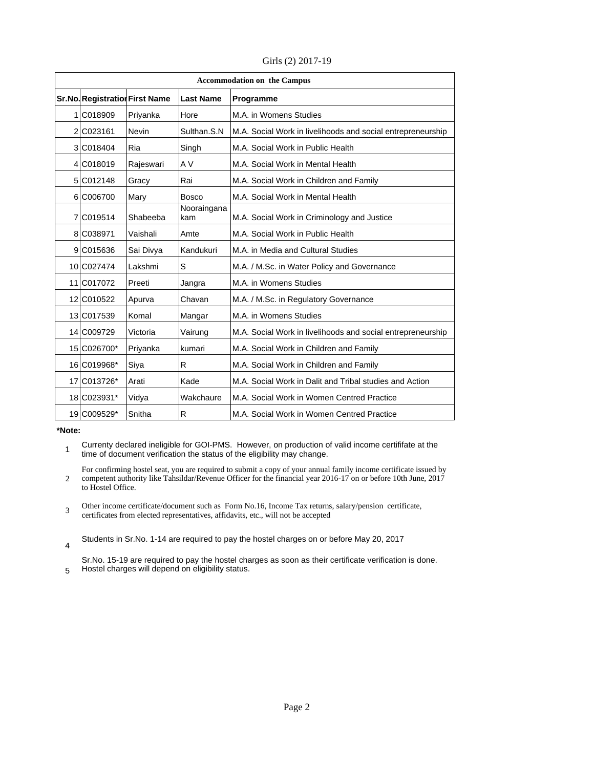Girls (2) 2017-19

| Accommodation on the Campus | | | | |
|---|---|---|---|---|
| **Sr.No.** | **Registration** | **First Name** | **Last Name** | **Programme** |
| 1 | C018909 | Priyanka | Hore | M.A. in Womens Studies |
| 2 | C023161 | Nevin | Sulthan.S.N | M.A. Social Work in livelihoods and social entrepreneurship |
| 3 | C018404 | Ria | Singh | M.A. Social Work in Public Health |
| 4 | C018019 | Rajeswari | A V | M.A. Social Work in Mental Health |
| 5 | C012148 | Gracy | Rai | M.A. Social Work in Children and Family |
| 6 | C006700 | Mary | Bosco | M.A. Social Work in Mental Health |
| 7 | C019514 | Shabeeba | Nooraingana kam | M.A. Social Work in Criminology and Justice |
| 8 | C038971 | Vaishali | Amte | M.A. Social Work in Public Health |
| 9 | C015636 | Sai Divya | Kandukuri | M.A. in Media and Cultural Studies |
| 10 | C027474 | Lakshmi | S | M.A. / M.Sc. in Water Policy and Governance |
| 11 | C017072 | Preeti | Jangra | M.A. in Womens Studies |
| 12 | C010522 | Apurva | Chavan | M.A. / M.Sc. in Regulatory Governance |
| 13 | C017539 | Komal | Mangar | M.A. in Womens Studies |
| 14 | C009729 | Victoria | Vairung | M.A. Social Work in livelihoods and social entrepreneurship |
| 15 | C026700* | Priyanka | kumari | M.A. Social Work in Children and Family |
| 16 | C019968* | Siya | R | M.A. Social Work in Children and Family |
| 17 | C013726* | Arati | Kade | M.A. Social Work in Dalit and Tribal studies and Action |
| 18 | C023931* | Vidya | Wakchaure | M.A. Social Work in Women Centred Practice |
| 19 | C009529* | Snitha | R | M.A. Social Work in Women Centred Practice |

**\*Note:**

1. Currenty declared ineligible for GOI-PMS. However, on production of valid income certififate at the time of document verification the status of the eligibility may change.
2. For confirming hostel seat, you are required to submit a copy of your annual family income certificate issued by competent authority like Tahsildar/Revenue Officer for the financial year 2016-17 on or before 10th June, 2017 to Hostel Office.
3. Other income certificate/document such as Form No.16, Income Tax returns, salary/pension certificate, certificates from elected representatives, affidavits, etc., will not be accepted
4. Students in Sr.No. 1-14 are required to pay the hostel charges on or before May 20, 2017
5. Sr.No. 15-19 are required to pay the hostel charges as soon as their certificate verification is done. Hostel charges will depend on eligibility status.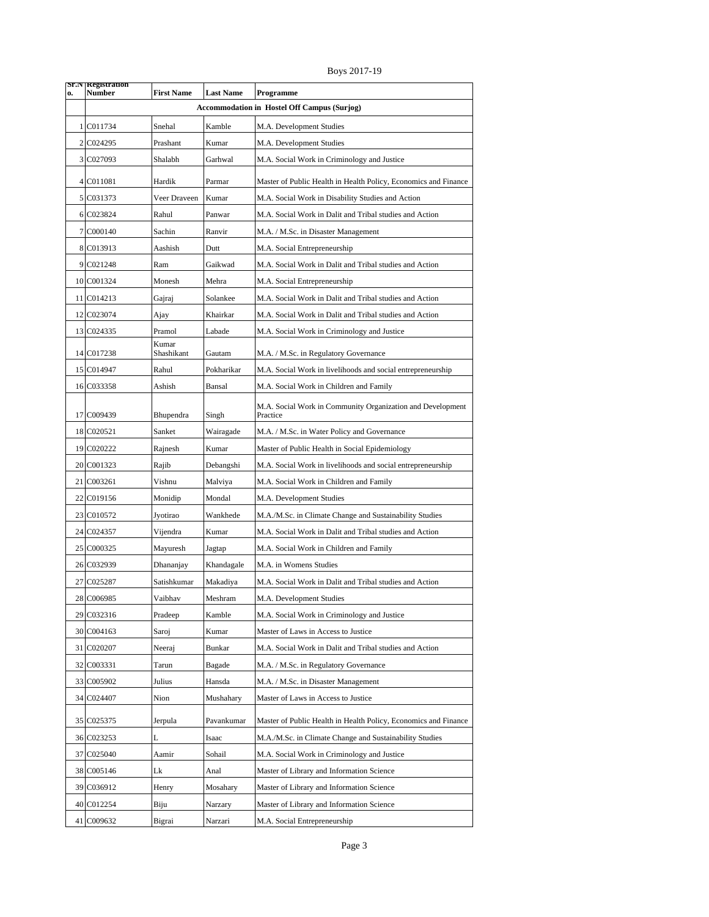Boys 2017-19

| Sr.No. | Registration Number | First Name | Last Name | Programme |
|---|---|---|---|---|
| | **Accommodation in Hostel Off Campus (Surjog)** | | | |
| 1 | C011734 | Snehal | Kamble | M.A. Development Studies |
| 2 | C024295 | Prashant | Kumar | M.A. Development Studies |
| 3 | C027093 | Shalabh | Garhwal | M.A. Social Work in Criminology and Justice |
| 4 | C011081 | Hardik | Parmar | Master of Public Health in Health Policy, Economics and Finance |
| 5 | C031373 | Veer Draveen | Kumar | M.A. Social Work in Disability Studies and Action |
| 6 | C023824 | Rahul | Panwar | M.A. Social Work in Dalit and Tribal studies and Action |
| 7 | C000140 | Sachin | Ranvir | M.A. / M.Sc. in Disaster Management |
| 8 | C013913 | Aashish | Dutt | M.A. Social Entrepreneurship |
| 9 | C021248 | Ram | Gaikwad | M.A. Social Work in Dalit and Tribal studies and Action |
| 10 | C001324 | Monesh | Mehra | M.A. Social Entrepreneurship |
| 11 | C014213 | Gajraj | Solankee | M.A. Social Work in Dalit and Tribal studies and Action |
| 12 | C023074 | Ajay | Khairkar | M.A. Social Work in Dalit and Tribal studies and Action |
| 13 | C024335 | Pramol | Labade | M.A. Social Work in Criminology and Justice |
| 14 | C017238 | Kumar Shashikant | Gautam | M.A. / M.Sc. in Regulatory Governance |
| 15 | C014947 | Rahul | Pokharikar | M.A. Social Work in livelihoods and social entrepreneurship |
| 16 | C033358 | Ashish | Bansal | M.A. Social Work in Children and Family |
| 17 | C009439 | Bhupendra | Singh | M.A. Social Work in Community Organization and Development Practice |
| 18 | C020521 | Sanket | Wairagade | M.A. / M.Sc. in Water Policy and Governance |
| 19 | C020222 | Rajnesh | Kumar | Master of Public Health in Social Epidemiology |
| 20 | C001323 | Rajib | Debangshi | M.A. Social Work in livelihoods and social entrepreneurship |
| 21 | C003261 | Vishnu | Malviya | M.A. Social Work in Children and Family |
| 22 | C019156 | Monidip | Mondal | M.A. Development Studies |
| 23 | C010572 | Jyotirao | Wankhede | M.A./M.Sc. in Climate Change and Sustainability Studies |
| 24 | C024357 | Vijendra | Kumar | M.A. Social Work in Dalit and Tribal studies and Action |
| 25 | C000325 | Mayuresh | Jagtap | M.A. Social Work in Children and Family |
| 26 | C032939 | Dhananjay | Khandagale | M.A. in Womens Studies |
| 27 | C025287 | Satishkumar | Makadiya | M.A. Social Work in Dalit and Tribal studies and Action |
| 28 | C006985 | Vaibhav | Meshram | M.A. Development Studies |
| 29 | C032316 | Pradeep | Kamble | M.A. Social Work in Criminology and Justice |
| 30 | C004163 | Saroj | Kumar | Master of Laws in Access to Justice |
| 31 | C020207 | Neeraj | Bunkar | M.A. Social Work in Dalit and Tribal studies and Action |
| 32 | C003331 | Tarun | Bagade | M.A. / M.Sc. in Regulatory Governance |
| 33 | C005902 | Julius | Hansda | M.A. / M.Sc. in Disaster Management |
| 34 | C024407 | Nion | Mushahary | Master of Laws in Access to Justice |
| 35 | C025375 | Jerpula | Pavankumar | Master of Public Health in Health Policy, Economics and Finance |
| 36 | C023253 | L | Isaac | M.A./M.Sc. in Climate Change and Sustainability Studies |
| 37 | C025040 | Aamir | Sohail | M.A. Social Work in Criminology and Justice |
| 38 | C005146 | Lk | Anal | Master of Library and Information Science |
| 39 | C036912 | Henry | Mosahary | Master of Library and Information Science |
| 40 | C012254 | Biju | Narzary | Master of Library and Information Science |
| 41 | C009632 | Bigrai | Narzari | M.A. Social Entrepreneurship |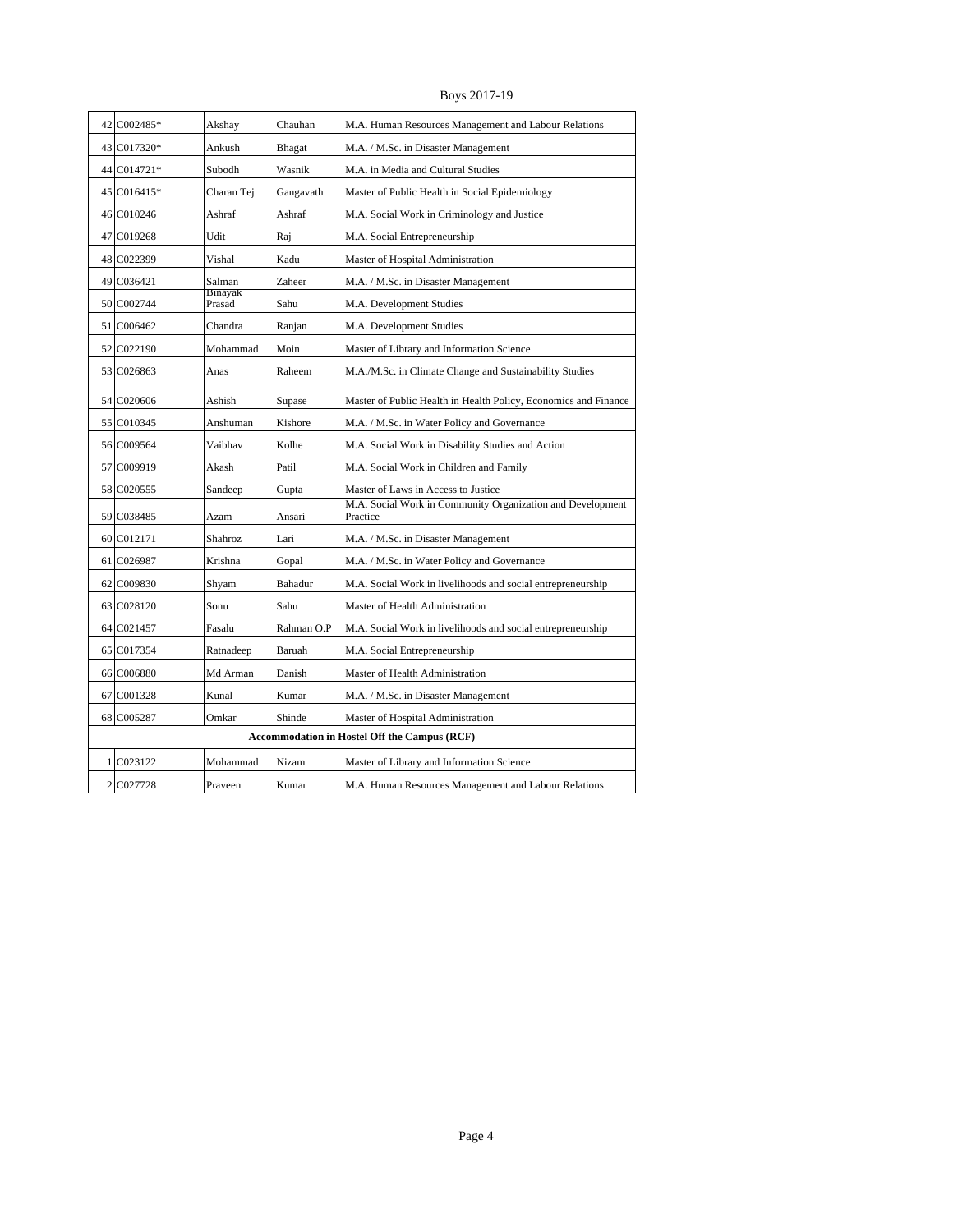Boys 2017-19

| | | | | |
|---|---|---|---|---|
| 42 | C002485* | Akshay | Chauhan | M.A. Human Resources Management and Labour Relations |
| 43 | C017320* | Ankush | Bhagat | M.A. / M.Sc. in Disaster Management |
| 44 | C014721* | Subodh | Wasnik | M.A. in Media and Cultural Studies |
| 45 | C016415* | Charan Tej | Gangavath | Master of Public Health in Social Epidemiology |
| 46 | C010246 | Ashraf | Ashraf | M.A. Social Work in Criminology and Justice |
| 47 | C019268 | Udit | Raj | M.A. Social Entrepreneurship |
| 48 | C022399 | Vishal | Kadu | Master of Hospital Administration |
| 49 | C036421 | Salman | Zaheer | M.A. / M.Sc. in Disaster Management |
| 50 | C002744 | Binayak Prasad | Sahu | M.A. Development Studies |
| 51 | C006462 | Chandra | Ranjan | M.A. Development Studies |
| 52 | C022190 | Mohammad | Moin | Master of Library and Information Science |
| 53 | C026863 | Anas | Raheem | M.A./M.Sc. in Climate Change and Sustainability Studies |
| 54 | C020606 | Ashish | Supase | Master of Public Health in Health Policy, Economics and Finance |
| 55 | C010345 | Anshuman | Kishore | M.A. / M.Sc. in Water Policy and Governance |
| 56 | C009564 | Vaibhav | Kolhe | M.A. Social Work in Disability Studies and Action |
| 57 | C009919 | Akash | Patil | M.A. Social Work in Children and Family |
| 58 | C020555 | Sandeep | Gupta | Master of Laws in Access to Justice |
| 59 | C038485 | Azam | Ansari | M.A. Social Work in Community Organization and Development Practice |
| 60 | C012171 | Shahroz | Lari | M.A. / M.Sc. in Disaster Management |
| 61 | C026987 | Krishna | Gopal | M.A. / M.Sc. in Water Policy and Governance |
| 62 | C009830 | Shyam | Bahadur | M.A. Social Work in livelihoods and social entrepreneurship |
| 63 | C028120 | Sonu | Sahu | Master of Health Administration |
| 64 | C021457 | Fasalu | Rahman O.P | M.A. Social Work in livelihoods and social entrepreneurship |
| 65 | C017354 | Ratnadeep | Baruah | M.A. Social Entrepreneurship |
| 66 | C006880 | Md Arman | Danish | Master of Health Administration |
| 67 | C001328 | Kunal | Kumar | M.A. / M.Sc. in Disaster Management |
| 68 | C005287 | Omkar | Shinde | Master of Hospital Administration |
| **Accommodation in Hostel Off the Campus (RCF)** | | | | |
| 1 | C023122 | Mohammad | Nizam | Master of Library and Information Science |
| 2 | C027728 | Praveen | Kumar | M.A. Human Resources Management and Labour Relations |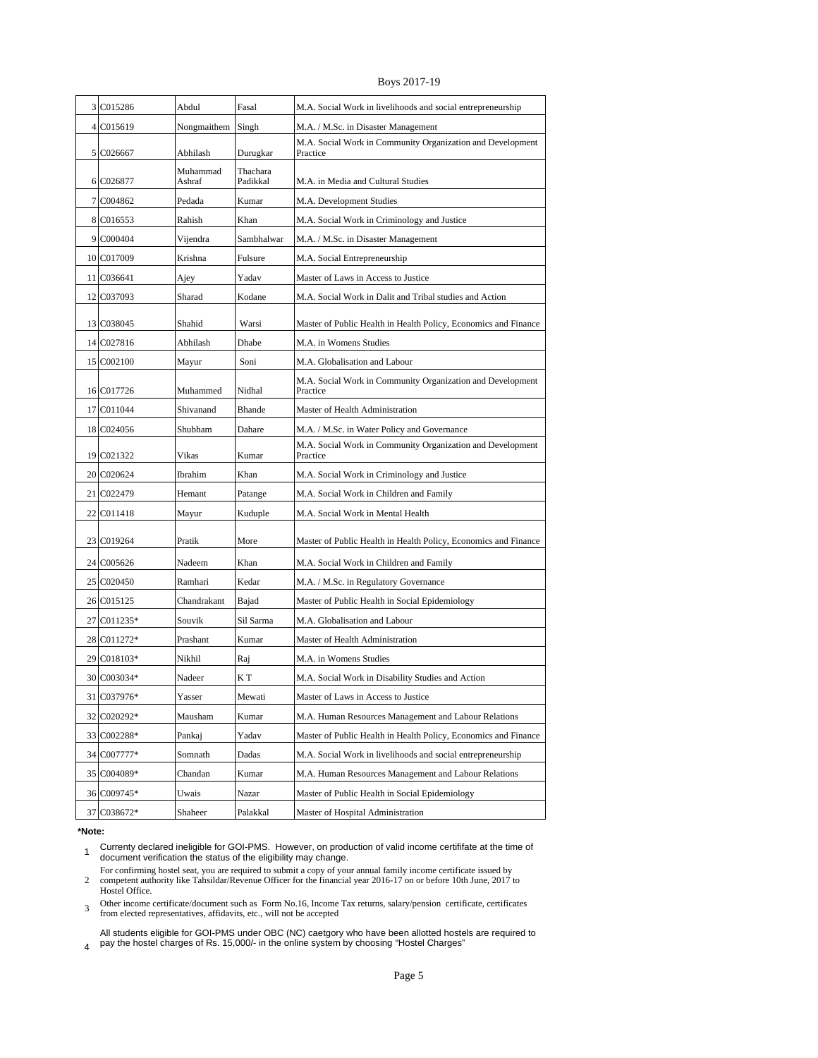Boys 2017-19

| | | | | |
|---|---|---|---|---|
| 3 | C015286 | Abdul | Fasal | M.A. Social Work in livelihoods and social entrepreneurship |
| 4 | C015619 | Nongmaithem | Singh | M.A. / M.Sc. in Disaster Management |
| 5 | C026667 | Abhilash | Durugkar | M.A. Social Work in Community Organization and Development Practice |
| 6 | C026877 | Muhammad Ashraf | Thachara Padikkal | M.A. in Media and Cultural Studies |
| 7 | C004862 | Pedada | Kumar | M.A. Development Studies |
| 8 | C016553 | Rahish | Khan | M.A. Social Work in Criminology and Justice |
| 9 | C000404 | Vijendra | Sambhalwar | M.A. / M.Sc. in Disaster Management |
| 10 | C017009 | Krishna | Fulsure | M.A. Social Entrepreneurship |
| 11 | C036641 | Ajey | Yadav | Master of Laws in Access to Justice |
| 12 | C037093 | Sharad | Kodane | M.A. Social Work in Dalit and Tribal studies and Action |
| 13 | C038045 | Shahid | Warsi | Master of Public Health in Health Policy, Economics and Finance |
| 14 | C027816 | Abhilash | Dhabe | M.A. in Womens Studies |
| 15 | C002100 | Mayur | Soni | M.A. Globalisation and Labour |
| 16 | C017726 | Muhammed | Nidhal | M.A. Social Work in Community Organization and Development Practice |
| 17 | C011044 | Shivanand | Bhande | Master of Health Administration |
| 18 | C024056 | Shubham | Dahare | M.A. / M.Sc. in Water Policy and Governance |
| 19 | C021322 | Vikas | Kumar | M.A. Social Work in Community Organization and Development Practice |
| 20 | C020624 | Ibrahim | Khan | M.A. Social Work in Criminology and Justice |
| 21 | C022479 | Hemant | Patange | M.A. Social Work in Children and Family |
| 22 | C011418 | Mayur | Kuduple | M.A. Social Work in Mental Health |
| 23 | C019264 | Pratik | More | Master of Public Health in Health Policy, Economics and Finance |
| 24 | C005626 | Nadeem | Khan | M.A. Social Work in Children and Family |
| 25 | C020450 | Ramhari | Kedar | M.A. / M.Sc. in Regulatory Governance |
| 26 | C015125 | Chandrakant | Bajad | Master of Public Health in Social Epidemiology |
| 27 | C011235* | Souvik | Sil Sarma | M.A. Globalisation and Labour |
| 28 | C011272* | Prashant | Kumar | Master of Health Administration |
| 29 | C018103* | Nikhil | Raj | M.A. in Womens Studies |
| 30 | C003034* | Nadeer | K T | M.A. Social Work in Disability Studies and Action |
| 31 | C037976* | Yasser | Mewati | Master of Laws in Access to Justice |
| 32 | C020292* | Mausham | Kumar | M.A. Human Resources Management and Labour Relations |
| 33 | C002288* | Pankaj | Yadav | Master of Public Health in Health Policy, Economics and Finance |
| 34 | C007777* | Somnath | Dadas | M.A. Social Work in livelihoods and social entrepreneurship |
| 35 | C004089* | Chandan | Kumar | M.A. Human Resources Management and Labour Relations |
| 36 | C009745* | Uwais | Nazar | Master of Public Health in Social Epidemiology |
| 37 | C038672* | Shaheer | Palakkal | Master of Hospital Administration |

**\*Note:**

1. Currenty declared ineligible for GOI-PMS. However, on production of valid income certififate at the time of document verification the status of the eligibility may change.
2. For confirming hostel seat, you are required to submit a copy of your annual family income certificate issued by competent authority like Tahsildar/Revenue Officer for the financial year 2016-17 on or before 10th June, 2017 to Hostel Office.
3. Other income certificate/document such as Form No.16, Income Tax returns, salary/pension certificate, certificates from elected representatives, affidavits, etc., will not be accepted
4. All students eligible for GOI-PMS under OBC (NC) caetgory who have been allotted hostels are required to pay the hostel charges of Rs. 15,000/- in the online system by choosing "Hostel Charges"